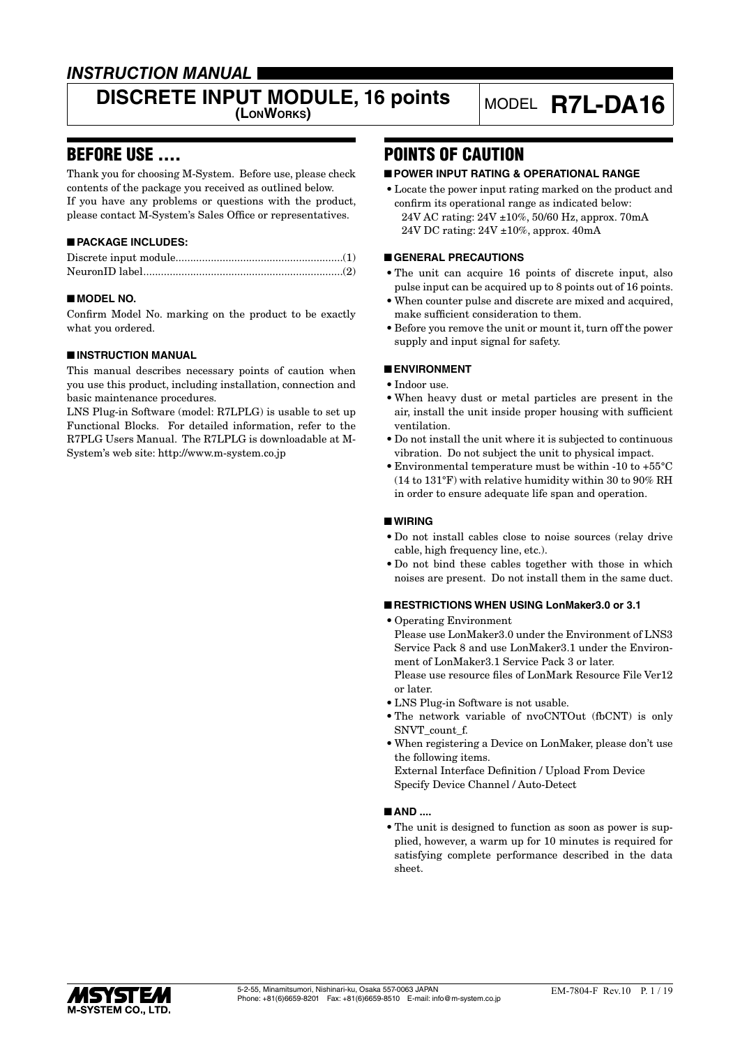# INSTRUCTION MANUAL

# DISCRETE INPUT MODULE, 16 points (LONWORKS)

MODEL **R7L-DA16**

## BEFORE USE ....

Thank you for choosing M-System. Before use, please check contents of the package you received as outlined below.
If you have any problems or questions with the product, please contact M-System's Sales Office or representatives.

### ■ PACKAGE INCLUDES:

Discrete input module.........................................................(1)
NeuronID label....................................................................(2)

### ■ MODEL NO.

Confirm Model No. marking on the product to be exactly what you ordered.

### ■ INSTRUCTION MANUAL

This manual describes necessary points of caution when you use this product, including installation, connection and basic maintenance procedures.
LNS Plug-in Software (model: R7LPLG) is usable to set up Functional Blocks. For detailed information, refer to the R7PLG Users Manual. The R7LPLG is downloadable at M-System's web site: http://www.m-system.co.jp

## POINTS OF CAUTION

### ■ POWER INPUT RATING & OPERATIONAL RANGE

- Locate the power input rating marked on the product and confirm its operational range as indicated below:
  24V AC rating: 24V ±10%, 50/60 Hz, approx. 70mA
  24V DC rating: 24V ±10%, approx. 40mA

### ■ GENERAL PRECAUTIONS

- The unit can acquire 16 points of discrete input, also pulse input can be acquired up to 8 points out of 16 points.
- When counter pulse and discrete are mixed and acquired, make sufficient consideration to them.
- Before you remove the unit or mount it, turn off the power supply and input signal for safety.

### ■ ENVIRONMENT

- Indoor use.
- When heavy dust or metal particles are present in the air, install the unit inside proper housing with sufficient ventilation.
- Do not install the unit where it is subjected to continuous vibration. Do not subject the unit to physical impact.
- Environmental temperature must be within -10 to +55°C (14 to 131°F) with relative humidity within 30 to 90% RH in order to ensure adequate life span and operation.

### ■ WIRING

- Do not install cables close to noise sources (relay drive cable, high frequency line, etc.).
- Do not bind these cables together with those in which noises are present. Do not install them in the same duct.

### ■ RESTRICTIONS WHEN USING LonMaker3.0 or 3.1

- Operating Environment
  Please use LonMaker3.0 under the Environment of LNS3 Service Pack 8 and use LonMaker3.1 under the Environment of LonMaker3.1 Service Pack 3 or later.
  Please use resource files of LonMark Resource File Ver12 or later.
- LNS Plug-in Software is not usable.
- The network variable of nvoCNTOut (fbCNT) is only SNVT_count_f.
- When registering a Device on LonMaker, please don't use the following items.
  External Interface Definition / Upload From Device
  Specify Device Channel / Auto-Detect

### ■ AND ....

- The unit is designed to function as soon as power is supplied, however, a warm up for 10 minutes is required for satisfying complete performance described in the data sheet.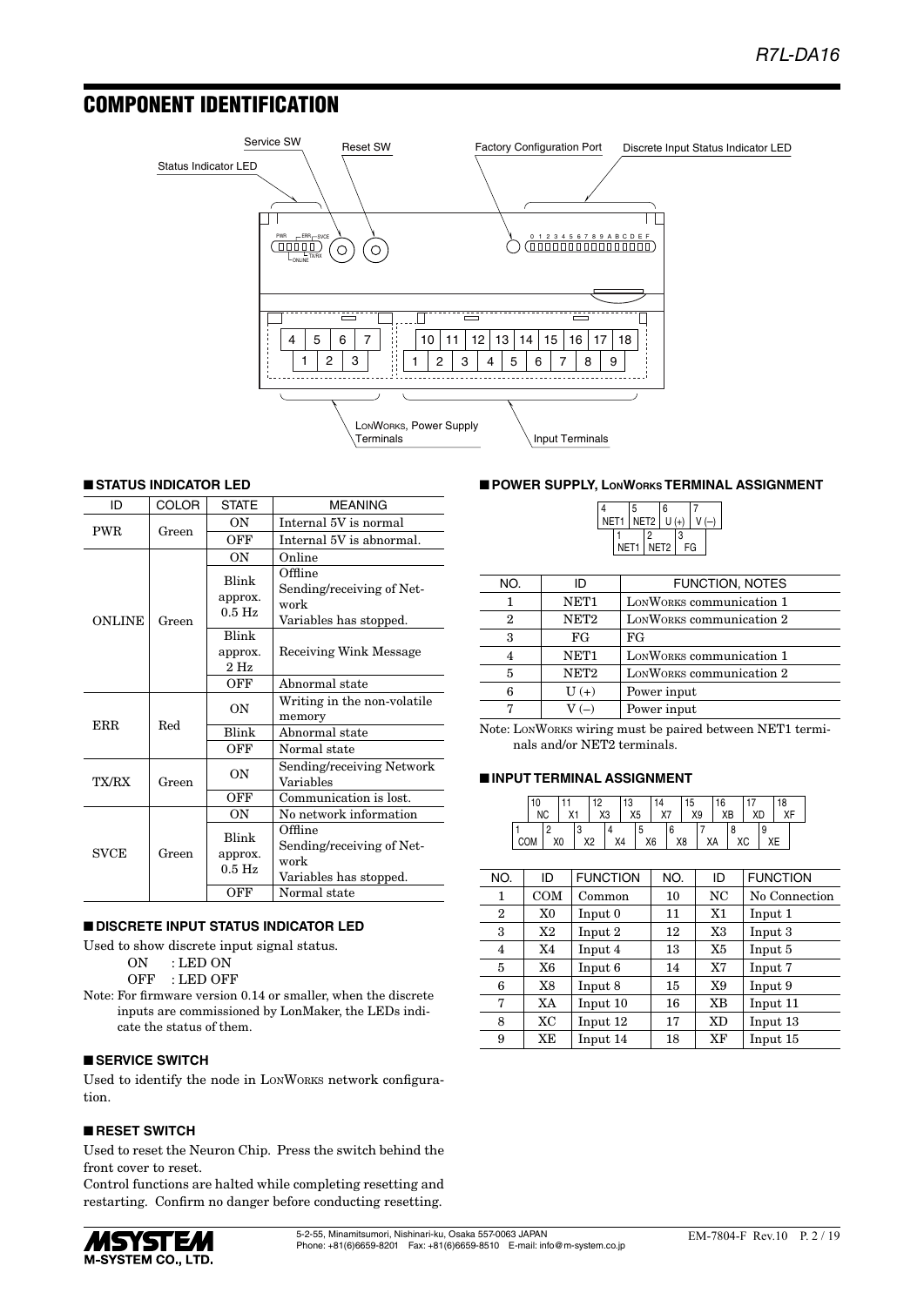## COMPONENT IDENTIFICATION

### ■ STATUS INDICATOR LED

| ID | COLOR | STATE | MEANING |
|---|---|---|---|
| PWR | Green | ON | Internal 5V is normal |
| | | OFF | Internal 5V is abnormal. |
| ONLINE | Green | ON | Online |
| | | Blink approx. 0.5 Hz | Offline Sending/receiving of Network Variables has stopped. |
| | | Blink approx. 2 Hz | Receiving Wink Message |
| | | OFF | Abnormal state |
| ERR | Red | ON | Writing in the non-volatile memory |
| | | Blink | Abnormal state |
| | | OFF | Normal state |
| TX/RX | Green | ON | Sending/receiving Network Variables |
| | | OFF | Communication is lost. |
| SVCE | Green | ON | No network information |
| | | Blink approx. 0.5 Hz | Offline Sending/receiving of Network Variables has stopped. |
| | | OFF | Normal state |

### ■ DISCRETE INPUT STATUS INDICATOR LED

Used to show discrete input signal status.

ON : LED ON
OFF : LED OFF

Note: For firmware version 0.14 or smaller, when the discrete inputs are commissioned by LonMaker, the LEDs indicate the status of them.

### ■ SERVICE SWITCH

Used to identify the node in LONWORKS network configuration.

### ■ RESET SWITCH

Used to reset the Neuron Chip. Press the switch behind the front cover to reset.

Control functions are halted while completing resetting and restarting. Confirm no danger before conducting resetting.

### ■ POWER SUPPLY, LONWORKS TERMINAL ASSIGNMENT

| NO. | ID | FUNCTION, NOTES |
|---|---|---|
| 1 | NET1 | LONWORKS communication 1 |
| 2 | NET2 | LONWORKS communication 2 |
| 3 | FG | FG |
| 4 | NET1 | LONWORKS communication 1 |
| 5 | NET2 | LONWORKS communication 2 |
| 6 | U (+) | Power input |
| 7 | V (–) | Power input |

Note: LONWORKS wiring must be paired between NET1 terminals and/or NET2 terminals.

### ■ INPUT TERMINAL ASSIGNMENT

| NO. | ID | FUNCTION | NO. | ID | FUNCTION |
|---|---|---|---|---|---|
| 1 | COM | Common | 10 | NC | No Connection |
| 2 | X0 | Input 0 | 11 | X1 | Input 1 |
| 3 | X2 | Input 2 | 12 | X3 | Input 3 |
| 4 | X4 | Input 4 | 13 | X5 | Input 5 |
| 5 | X6 | Input 6 | 14 | X7 | Input 7 |
| 6 | X8 | Input 8 | 15 | X9 | Input 9 |
| 7 | XA | Input 10 | 16 | XB | Input 11 |
| 8 | XC | Input 12 | 17 | XD | Input 13 |
| 9 | XE | Input 14 | 18 | XF | Input 15 |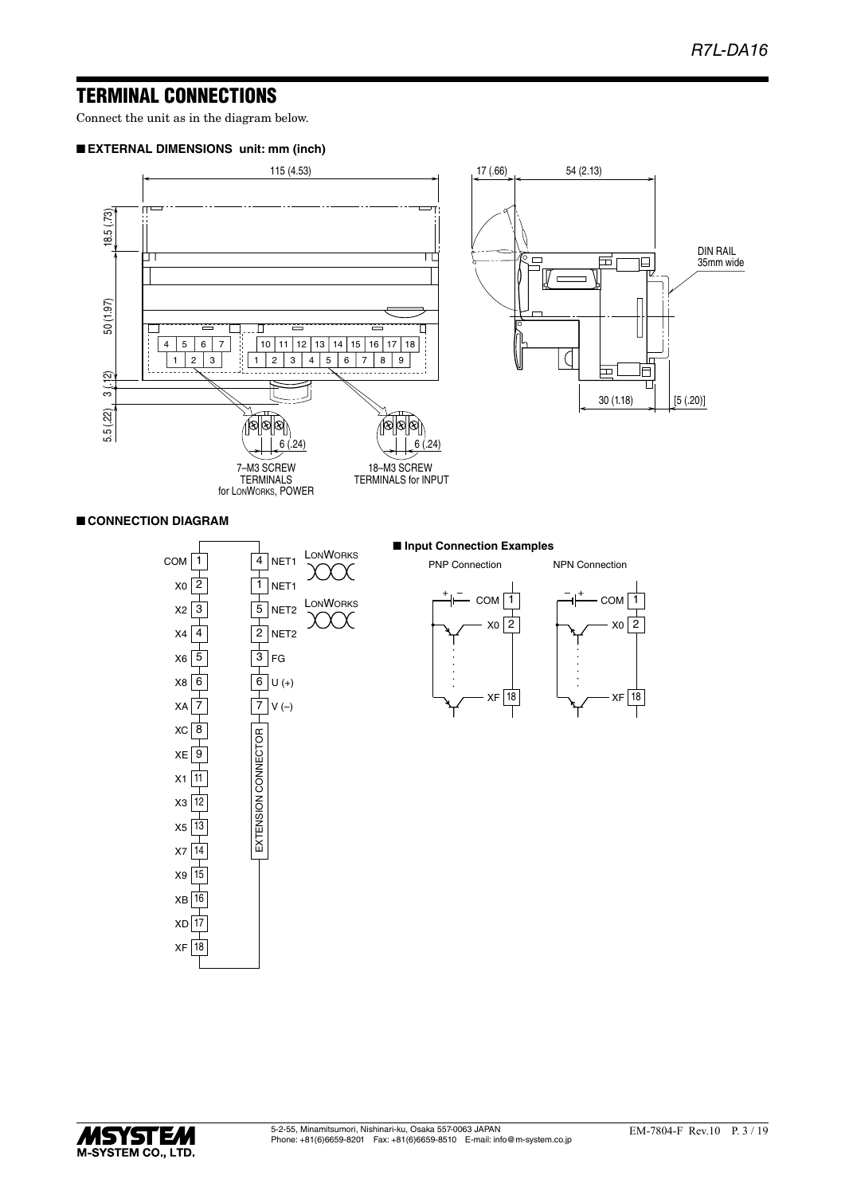# TERMINAL CONNECTIONS

Connect the unit as in the diagram below.

## ■ EXTERNAL DIMENSIONS unit: mm (inch)

## ■ CONNECTION DIAGRAM

### ■ Input Connection Examples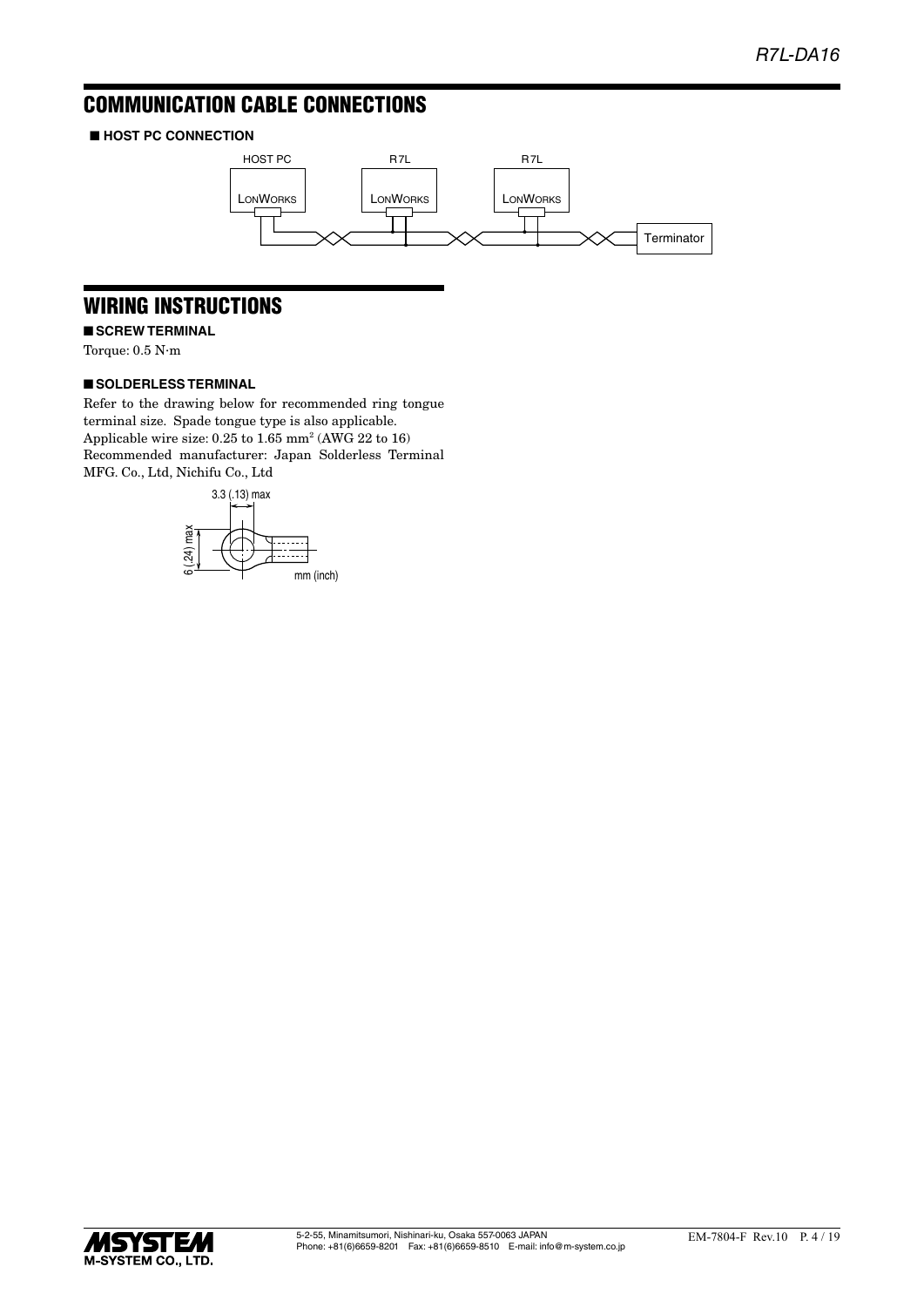## COMMUNICATION CABLE CONNECTIONS

■ **HOST PC CONNECTION**

## WIRING INSTRUCTIONS

■ **SCREW TERMINAL**

Torque: 0.5 N·m

■ **SOLDERLESS TERMINAL**

Refer to the drawing below for recommended ring tongue terminal size. Spade tongue type is also applicable.
Applicable wire size: 0.25 to 1.65 $mm^2$ (AWG 22 to 16)
Recommended manufacturer: Japan Solderless Terminal MFG. Co., Ltd, Nichifu Co., Ltd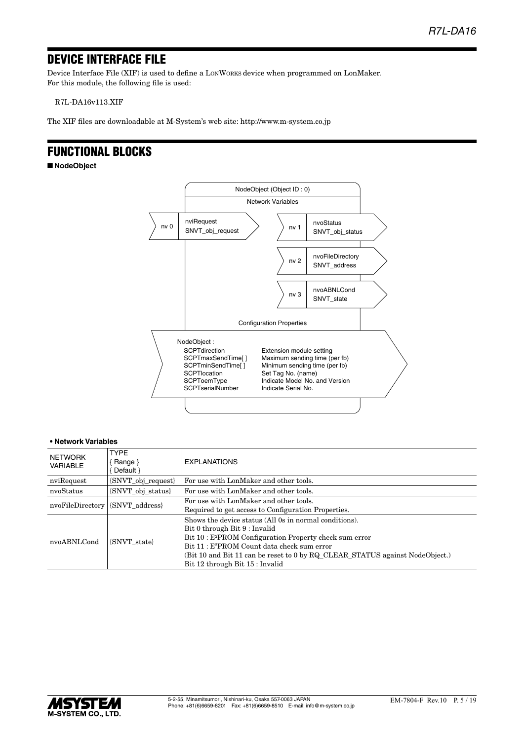## DEVICE INTERFACE FILE

Device Interface File (XIF) is used to define a LonWorks device when programmed on LonMaker.
For this module, the following file is used:

R7L-DA16v113.XIF

The XIF files are downloadable at M-System's web site: http://www.m-system.co.jp

## FUNCTIONAL BLOCKS

■ **NodeObject**

NodeObject (Object ID : 0)

Network Variables

- nv 0 — nviRequest SNVT_obj_request
- nv 1 — nvoStatus SNVT_obj_status
- nv 2 — nvoFileDirectory SNVT_address
- nv 3 — nvoABNLCond SNVT_state

Configuration Properties

NodeObject :

| | |
|---|---|
| SCPTdirection | Extension module setting |
| SCPTmaxSendTime[ ] | Maximum sending time (per fb) |
| SCPTminSendTime[ ] | Minimum sending time (per fb) |
| SCPTlocation | Set Tag No. (name) |
| SCPToemType | Indicate Model No. and Version |
| SCPTserialNumber | Indicate Serial No. |

**• Network Variables**

| NETWORK VARIABLE | TYPE { Range } { Default } | EXPLANATIONS |
|---|---|---|
| nviRequest | {SNVT_obj_request} | For use with LonMaker and other tools. |
| nvoStatus | {SNVT_obj_status} | For use with LonMaker and other tools. |
| nvoFileDirectory | {SNVT_address} | For use with LonMaker and other tools.<br>Required to get access to Configuration Properties. |
| nvoABNLCond | {SNVT_state} | Shows the device status (All 0s in normal conditions).<br>Bit 0 through Bit 9 : Invalid<br>Bit 10 : E²PROM Configuration Property check sum error<br>Bit 11 : E²PROM Count data check sum error<br>(Bit 10 and Bit 11 can be reset to 0 by RQ_CLEAR_STATUS against NodeObject.)<br>Bit 12 through Bit 15 : Invalid |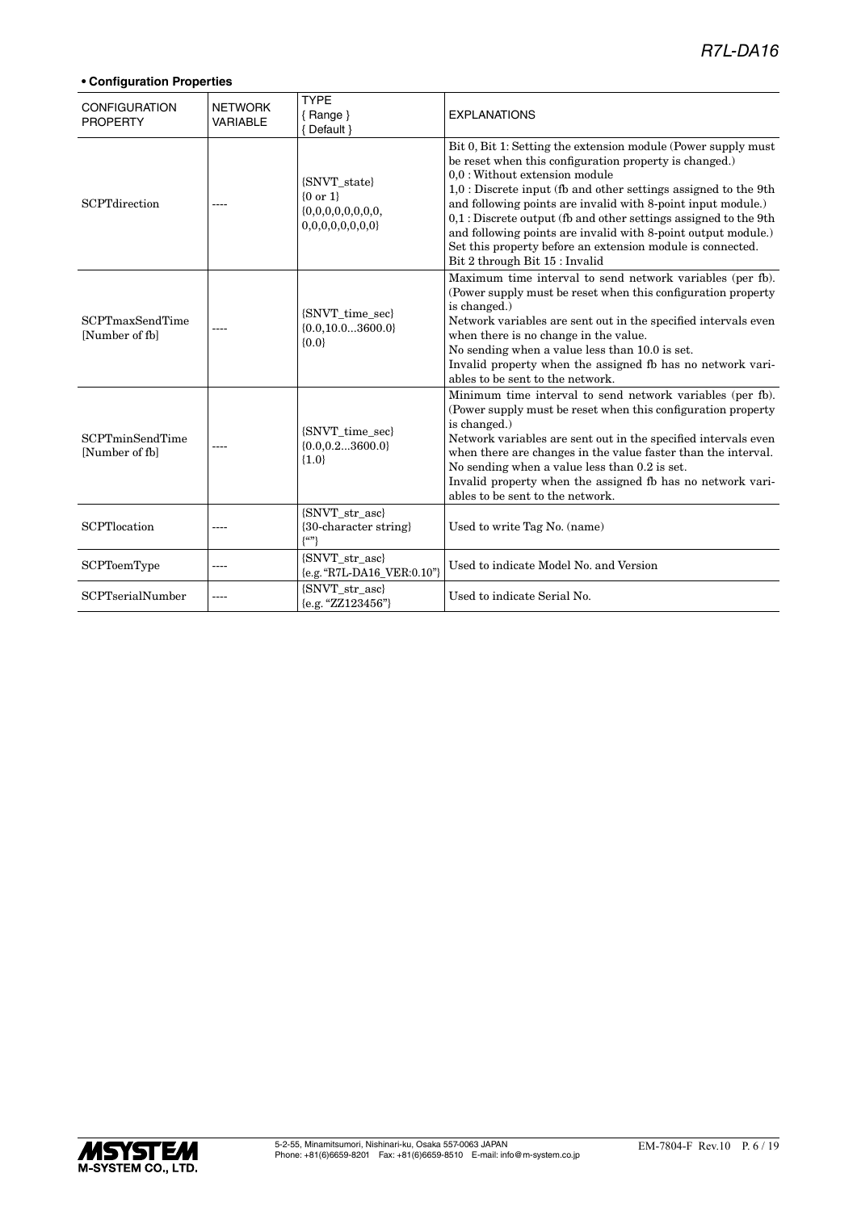**• Configuration Properties**

| CONFIGURATION PROPERTY | NETWORK VARIABLE | TYPE { Range } { Default } | EXPLANATIONS |
|---|---|---|---|
| SCPTdirection | ---- | {SNVT_state} {0 or 1} {0,0,0,0,0,0,0,0, 0,0,0,0,0,0,0,0} | Bit 0, Bit 1: Setting the extension module (Power supply must be reset when this configuration property is changed.)<br>0,0 : Without extension module<br>1,0 : Discrete input (fb and other settings assigned to the 9th and following points are invalid with 8-point input module.)<br>0,1 : Discrete output (fb and other settings assigned to the 9th and following points are invalid with 8-point output module.)<br>Set this property before an extension module is connected.<br>Bit 2 through Bit 15 : Invalid |
| SCPTmaxSendTime [Number of fb] | ---- | {SNVT_time_sec} {0.0,10.0...3600.0} {0.0} | Maximum time interval to send network variables (per fb). (Power supply must be reset when this configuration property is changed.)<br>Network variables are sent out in the specified intervals even when there is no change in the value.<br>No sending when a value less than 10.0 is set.<br>Invalid property when the assigned fb has no network variables to be sent to the network. |
| SCPTminSendTime [Number of fb] | ---- | {SNVT_time_sec} {0.0,0.2...3600.0} {1.0} | Minimum time interval to send network variables (per fb). (Power supply must be reset when this configuration property is changed.)<br>Network variables are sent out in the specified intervals even when there are changes in the value faster than the interval.<br>No sending when a value less than 0.2 is set.<br>Invalid property when the assigned fb has no network variables to be sent to the network. |
| SCPTlocation | ---- | {SNVT_str_asc} {30-character string} {""} | Used to write Tag No. (name) |
| SCPToemType | ---- | {SNVT_str_asc} {e.g. "R7L-DA16_VER:0.10"} | Used to indicate Model No. and Version |
| SCPTserialNumber | ---- | {SNVT_str_asc} {e.g. "ZZ123456"} | Used to indicate Serial No. |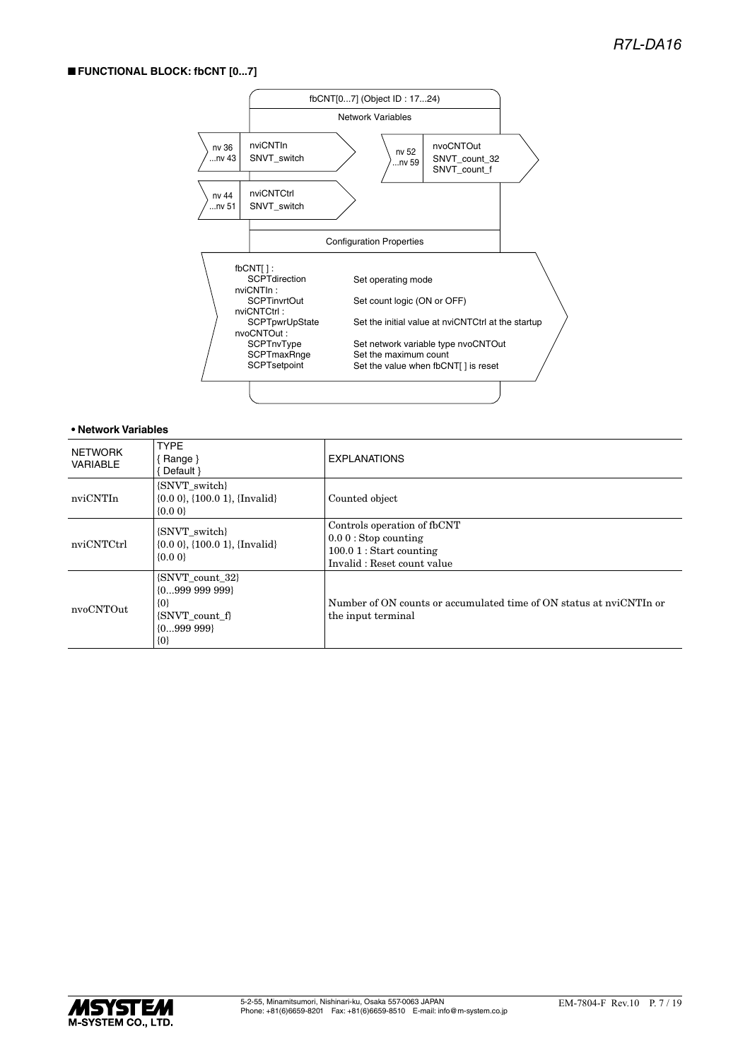## ■ FUNCTIONAL BLOCK: fbCNT [0...7]

fbCNT[0...7] (Object ID : 17...24)

Network Variables

nv 36 ...nv 43 — nviCNTIn SNVT_switch

nv 44 ...nv 51 — nviCNTCtrl SNVT_switch

nv 52 ...nv 59 — nvoCNTOut SNVT_count_32 SNVT_count_f

Configuration Properties

fbCNT[ ] :
- SCPTdirection — Set operating mode

nviCNTIn :
- SCPTinvrtOut — Set count logic (ON or OFF)

nviCNTCtrl :
- SCPTpwrUpState — Set the initial value at nviCNTCtrl at the startup

nvoCNTOut :
- SCPTnvType — Set network variable type nvoCNTOut
- SCPTmaxRnge — Set the maximum count
- SCPTsetpoint — Set the value when fbCNT[ ] is reset

### • Network Variables

| NETWORK VARIABLE | TYPE { Range } { Default } | EXPLANATIONS |
|---|---|---|
| nviCNTIn | {SNVT_switch} {0.0 0}, {100.0 1}, {Invalid} {0.0 0} | Counted object |
| nviCNTCtrl | {SNVT_switch} {0.0 0}, {100.0 1}, {Invalid} {0.0 0} | Controls operation of fbCNT<br>0.0 0 : Stop counting<br>100.0 1 : Start counting<br>Invalid : Reset count value |
| nvoCNTOut | {SNVT_count_32} {0...999 999 999} {0} {SNVT_count_f} {0...999 999} {0} | Number of ON counts or accumulated time of ON status at nviCNTIn or the input terminal |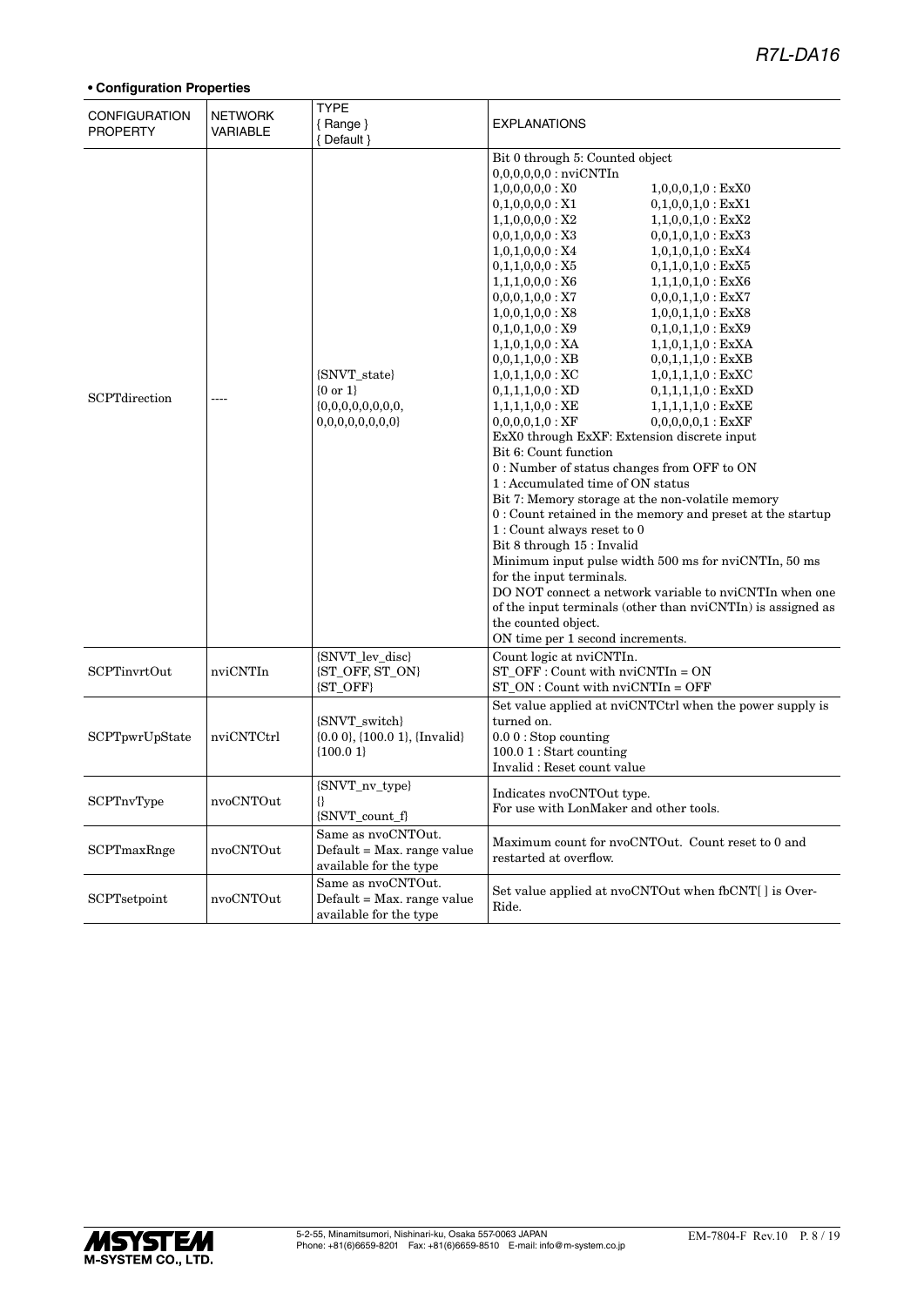**• Configuration Properties**

| CONFIGURATION PROPERTY | NETWORK VARIABLE | TYPE { Range } { Default } | EXPLANATIONS |
|---|---|---|---|
| SCPTdirection | ---- | {SNVT_state} {0 or 1} {0,0,0,0,0,0,0,0, 0,0,0,0,0,0,0,0} | Bit 0 through 5: Counted object<br>0,0,0,0,0,0 : nviCNTIn<br>1,0,0,0,0,0 : X0 &nbsp;&nbsp; 1,0,0,0,1,0 : ExX0<br>0,1,0,0,0,0 : X1 &nbsp;&nbsp; 0,1,0,0,1,0 : ExX1<br>1,1,0,0,0,0 : X2 &nbsp;&nbsp; 1,1,0,0,1,0 : ExX2<br>0,0,1,0,0,0 : X3 &nbsp;&nbsp; 0,0,1,0,1,0 : ExX3<br>1,0,1,0,0,0 : X4 &nbsp;&nbsp; 1,0,1,0,1,0 : ExX4<br>0,1,1,0,0,0 : X5 &nbsp;&nbsp; 0,1,1,0,1,0 : ExX5<br>1,1,1,0,0,0 : X6 &nbsp;&nbsp; 1,1,1,0,1,0 : ExX6<br>0,0,0,1,0,0 : X7 &nbsp;&nbsp; 0,0,0,1,1,0 : ExX7<br>1,0,0,1,0,0 : X8 &nbsp;&nbsp; 1,0,0,1,1,0 : ExX8<br>0,1,0,1,0,0 : X9 &nbsp;&nbsp; 0,1,0,1,1,0 : ExX9<br>1,1,0,1,0,0 : XA &nbsp;&nbsp; 1,1,0,1,1,0 : ExXA<br>0,0,1,1,0,0 : XB &nbsp;&nbsp; 0,0,1,1,1,0 : ExXB<br>1,0,1,1,0,0 : XC &nbsp;&nbsp; 1,0,1,1,1,0 : ExXC<br>0,1,1,1,0,0 : XD &nbsp;&nbsp; 0,1,1,1,1,0 : ExXD<br>1,1,1,1,0,0 : XE &nbsp;&nbsp; 1,1,1,1,1,0 : ExXE<br>0,0,0,0,1,0 : XF &nbsp;&nbsp; 0,0,0,0,0,1 : ExXF<br>ExX0 through ExXF: Extension discrete input<br>Bit 6: Count function<br>0 : Number of status changes from OFF to ON<br>1 : Accumulated time of ON status<br>Bit 7: Memory storage at the non-volatile memory<br>0 : Count retained in the memory and preset at the startup<br>1 : Count always reset to 0<br>Bit 8 through 15 : Invalid<br>Minimum input pulse width 500 ms for nviCNTIn, 50 ms for the input terminals.<br>DO NOT connect a network variable to nviCNTIn when one of the input terminals (other than nviCNTIn) is assigned as the counted object.<br>ON time per 1 second increments. |
| SCPTinvrtOut | nviCNTIn | {SNVT_lev_disc} {ST_OFF, ST_ON} {ST_OFF} | Count logic at nviCNTIn.<br>ST_OFF : Count with nviCNTIn = ON<br>ST_ON : Count with nviCNTIn = OFF |
| SCPTpwrUpState | nviCNTCtrl | {SNVT_switch} {0.0 0}, {100.0 1}, {Invalid} {100.0 1} | Set value applied at nviCNTCtrl when the power supply is turned on.<br>0.0 0 : Stop counting<br>100.0 1 : Start counting<br>Invalid : Reset count value |
| SCPTnvType | nvoCNTOut | {SNVT_nv_type} {} {SNVT_count_f} | Indicates nvoCNTOut type.<br>For use with LonMaker and other tools. |
| SCPTmaxRnge | nvoCNTOut | Same as nvoCNTOut. Default = Max. range value available for the type | Maximum count for nvoCNTOut. Count reset to 0 and restarted at overflow. |
| SCPTsetpoint | nvoCNTOut | Same as nvoCNTOut. Default = Max. range value available for the type | Set value applied at nvoCNTOut when fbCNT[ ] is Over-Ride. |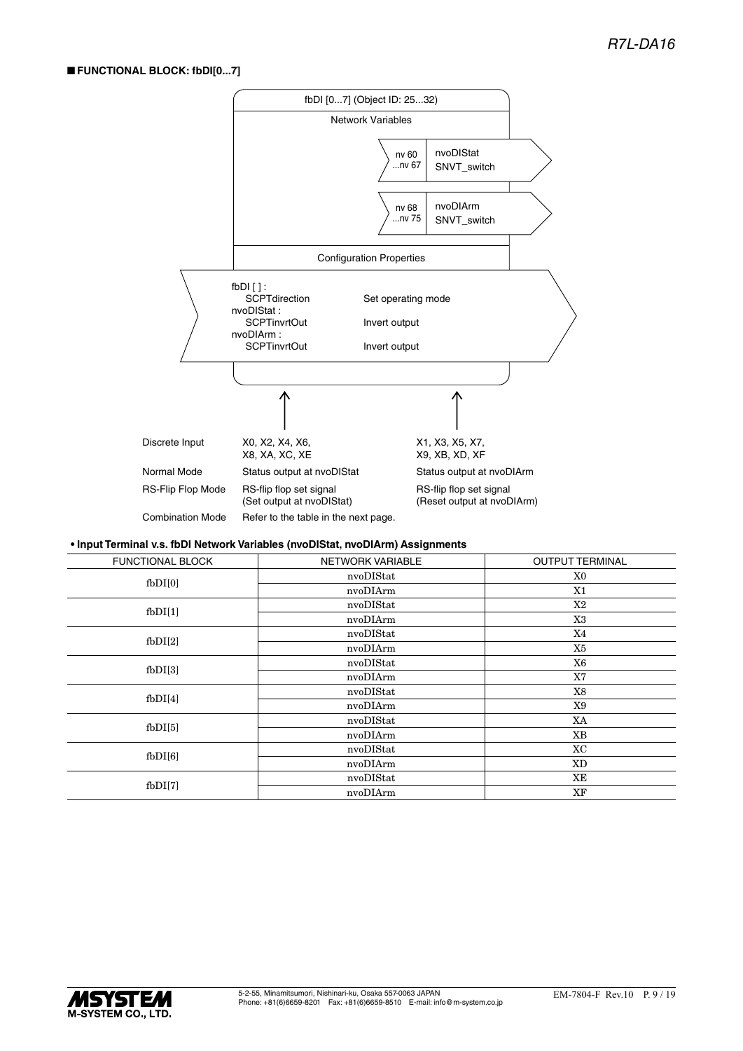## ■ FUNCTIONAL BLOCK: fbDI[0...7]

fbDI [0...7] (Object ID: 25...32)

Network Variables

| | | |
|---|---|---|
| nv 60 ...nv 67 | nvoDIStat | SNVT_switch |
| nv 68 ...nv 75 | nvoDIArm | SNVT_switch |

Configuration Properties

| | |
|---|---|
| fbDI [ ] : SCPTdirection | Set operating mode |
| nvoDIStat : SCPTinvrtOut | Invert output |
| nvoDIArm : SCPTinvrtOut | Invert output |

| | | |
|---|---|---|
| Discrete Input | X0, X2, X4, X6, X8, XA, XC, XE | X1, X3, X5, X7, X9, XB, XD, XF |
| Normal Mode | Status output at nvoDIStat | Status output at nvoDIArm |
| RS-Flip Flop Mode | RS-flip flop set signal (Set output at nvoDIStat) | RS-flip flop set signal (Reset output at nvoDIArm) |
| Combination Mode | Refer to the table in the next page. | |

**• Input Terminal v.s. fbDI Network Variables (nvoDIStat, nvoDIArm) Assignments**

| FUNCTIONAL BLOCK | NETWORK VARIABLE | OUTPUT TERMINAL |
|---|---|---|
| fbDI[0] | nvoDIStat | X0 |
| | nvoDIArm | X1 |
| fbDI[1] | nvoDIStat | X2 |
| | nvoDIArm | X3 |
| fbDI[2] | nvoDIStat | X4 |
| | nvoDIArm | X5 |
| fbDI[3] | nvoDIStat | X6 |
| | nvoDIArm | X7 |
| fbDI[4] | nvoDIStat | X8 |
| | nvoDIArm | X9 |
| fbDI[5] | nvoDIStat | XA |
| | nvoDIArm | XB |
| fbDI[6] | nvoDIStat | XC |
| | nvoDIArm | XD |
| fbDI[7] | nvoDIStat | XE |
| | nvoDIArm | XF |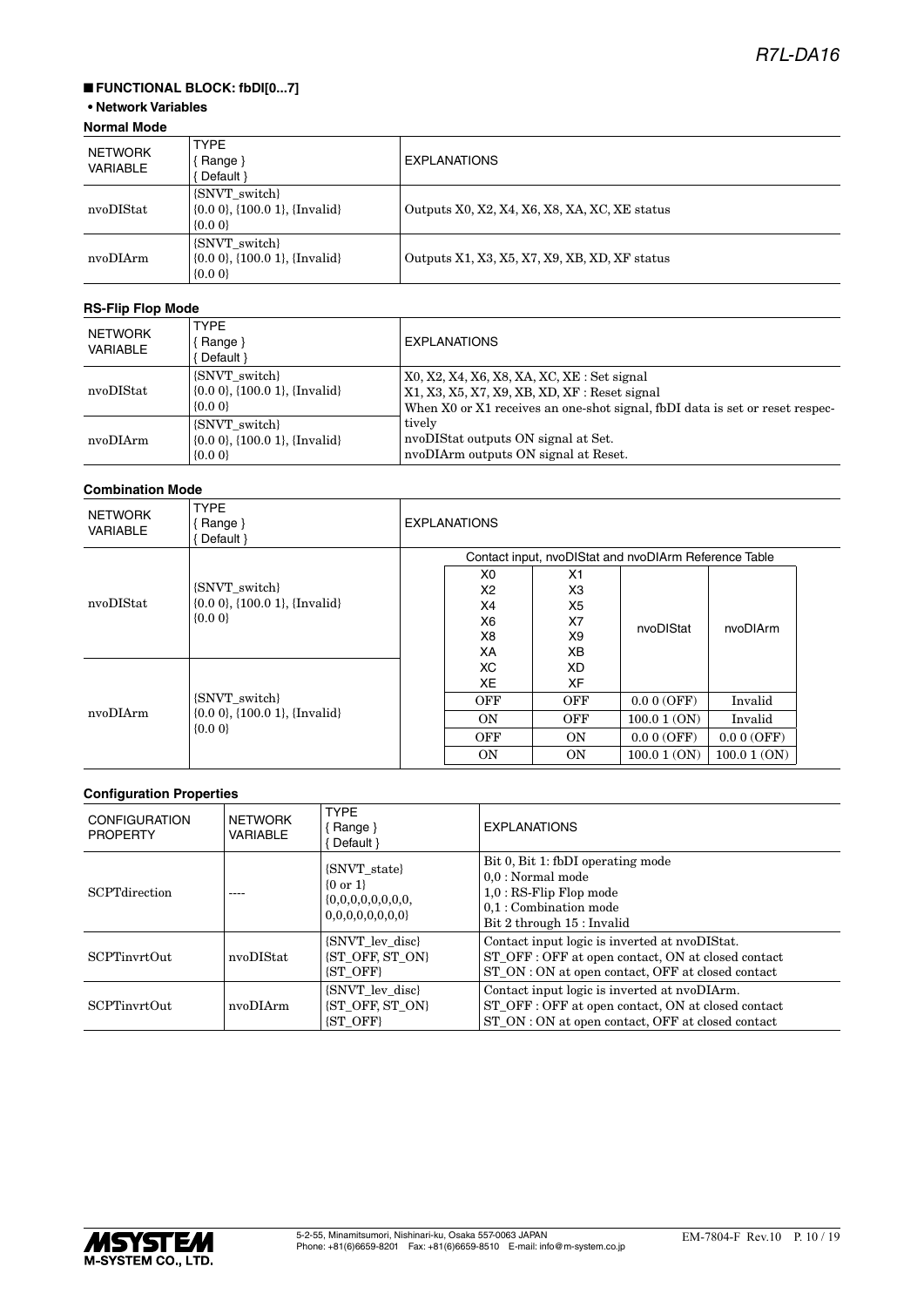## ■ FUNCTIONAL BLOCK: fbDI[0...7]

**• Network Variables**

**Normal Mode**

| NETWORK VARIABLE | TYPE { Range } { Default } | EXPLANATIONS |
|---|---|---|
| nvoDIStat | {SNVT_switch} {0.0 0}, {100.0 1}, {Invalid} {0.0 0} | Outputs X0, X2, X4, X6, X8, XA, XC, XE status |
| nvoDIArm | {SNVT_switch} {0.0 0}, {100.0 1}, {Invalid} {0.0 0} | Outputs X1, X3, X5, X7, X9, XB, XD, XF status |

**RS-Flip Flop Mode**

| NETWORK VARIABLE | TYPE { Range } { Default } | EXPLANATIONS |
|---|---|---|
| nvoDIStat | {SNVT_switch} {0.0 0}, {100.0 1}, {Invalid} {0.0 0} | X0, X2, X4, X6, X8, XA, XC, XE : Set signal<br>X1, X3, X5, X7, X9, XB, XD, XF : Reset signal<br>When X0 or X1 receives an one-shot signal, fbDI data is set or reset respectively<br>nvoDIStat outputs ON signal at Set.<br>nvoDIArm outputs ON signal at Reset. |
| nvoDIArm | {SNVT_switch} {0.0 0}, {100.0 1}, {Invalid} {0.0 0} | |

**Combination Mode**

| NETWORK VARIABLE | TYPE { Range } { Default } | EXPLANATIONS |
|---|---|---|
| nvoDIStat | {SNVT_switch} {0.0 0}, {100.0 1}, {Invalid} {0.0 0} | See Contact input, nvoDIStat and nvoDIArm Reference Table below |
| nvoDIArm | {SNVT_switch} {0.0 0}, {100.0 1}, {Invalid} {0.0 0} | See Contact input, nvoDIStat and nvoDIArm Reference Table below |

Contact input, nvoDIStat and nvoDIArm Reference Table

| X0 X2 X4 X6 X8 XA XC XE | X1 X3 X5 X7 X9 XB XD XF | nvoDIStat | nvoDIArm |
|---|---|---|---|
| OFF | OFF | 0.0 0 (OFF) | Invalid |
| ON | OFF | 100.0 1 (ON) | Invalid |
| OFF | ON | 0.0 0 (OFF) | 0.0 0 (OFF) |
| ON | ON | 100.0 1 (ON) | 100.0 1 (ON) |

**Configuration Properties**

| CONFIGURATION PROPERTY | NETWORK VARIABLE | TYPE { Range } { Default } | EXPLANATIONS |
|---|---|---|---|
| SCPTdirection | ---- | {SNVT_state} {0 or 1} {0,0,0,0,0,0,0,0, 0,0,0,0,0,0,0,0} | Bit 0, Bit 1: fbDI operating mode<br>0,0 : Normal mode<br>1,0 : RS-Flip Flop mode<br>0,1 : Combination mode<br>Bit 2 through 15 : Invalid |
| SCPTinvrtOut | nvoDIStat | {SNVT_lev_disc} {ST_OFF, ST_ON} {ST_OFF} | Contact input logic is inverted at nvoDIStat.<br>ST_OFF : OFF at open contact, ON at closed contact<br>ST_ON : ON at open contact, OFF at closed contact |
| SCPTinvrtOut | nvoDIArm | {SNVT_lev_disc} {ST_OFF, ST_ON} {ST_OFF} | Contact input logic is inverted at nvoDIArm.<br>ST_OFF : OFF at open contact, ON at closed contact<br>ST_ON : ON at open contact, OFF at closed contact |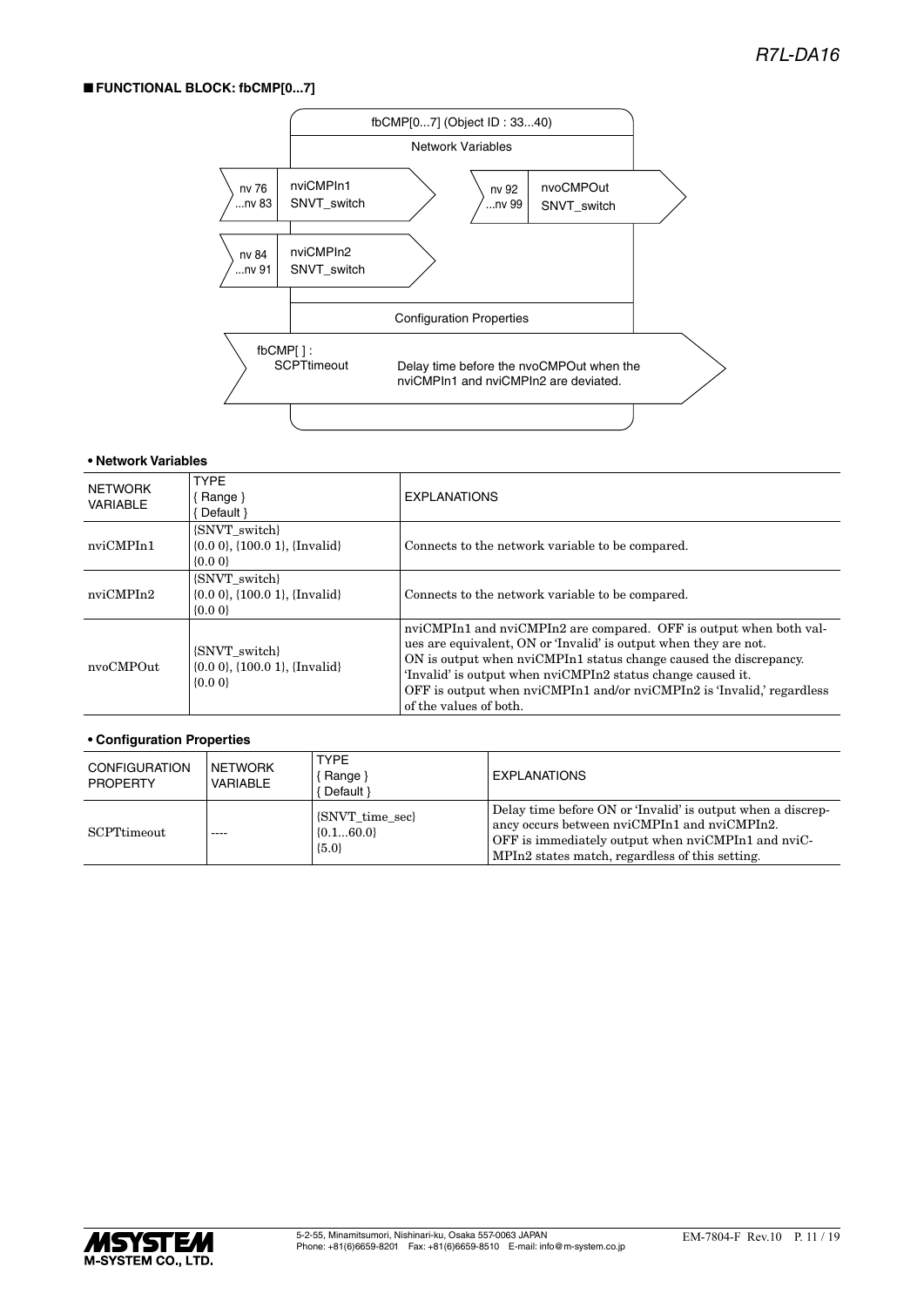## ■ FUNCTIONAL BLOCK: fbCMP[0...7]

fbCMP[0...7] (Object ID : 33...40)

Network Variables

| | | | |
|---|---|---|---|
| nv 76 ...nv 83 | nviCMPIn1 SNVT_switch | nv 92 ...nv 99 | nvoCMPOut SNVT_switch |
| nv 84 ...nv 91 | nviCMPIn2 SNVT_switch | | |

Configuration Properties

| | |
|---|---|
| fbCMP[ ] : SCPTtimeout | Delay time before the nvoCMPOut when the nviCMPIn1 and nviCMPIn2 are deviated. |

**• Network Variables**

| NETWORK VARIABLE | TYPE { Range } { Default } | EXPLANATIONS |
|---|---|---|
| nviCMPIn1 | {SNVT_switch} {0.0 0}, {100.0 1}, {Invalid} {0.0 0} | Connects to the network variable to be compared. |
| nviCMPIn2 | {SNVT_switch} {0.0 0}, {100.0 1}, {Invalid} {0.0 0} | Connects to the network variable to be compared. |
| nvoCMPOut | {SNVT_switch} {0.0 0}, {100.0 1}, {Invalid} {0.0 0} | nviCMPIn1 and nviCMPIn2 are compared. OFF is output when both values are equivalent, ON or 'Invalid' is output when they are not. ON is output when nviCMPIn1 status change caused the discrepancy. 'Invalid' is output when nviCMPIn2 status change caused it. OFF is output when nviCMPIn1 and/or nviCMPIn2 is 'Invalid,' regardless of the values of both. |

**• Configuration Properties**

| CONFIGURATION PROPERTY | NETWORK VARIABLE | TYPE { Range } { Default } | EXPLANATIONS |
|---|---|---|---|
| SCPTtimeout | ---- | {SNVT_time_sec} {0.1...60.0} {5.0} | Delay time before ON or 'Invalid' is output when a discrepancy occurs between nviCMPIn1 and nviCMPIn2. OFF is immediately output when nviCMPIn1 and nviCMPIn2 states match, regardless of this setting. |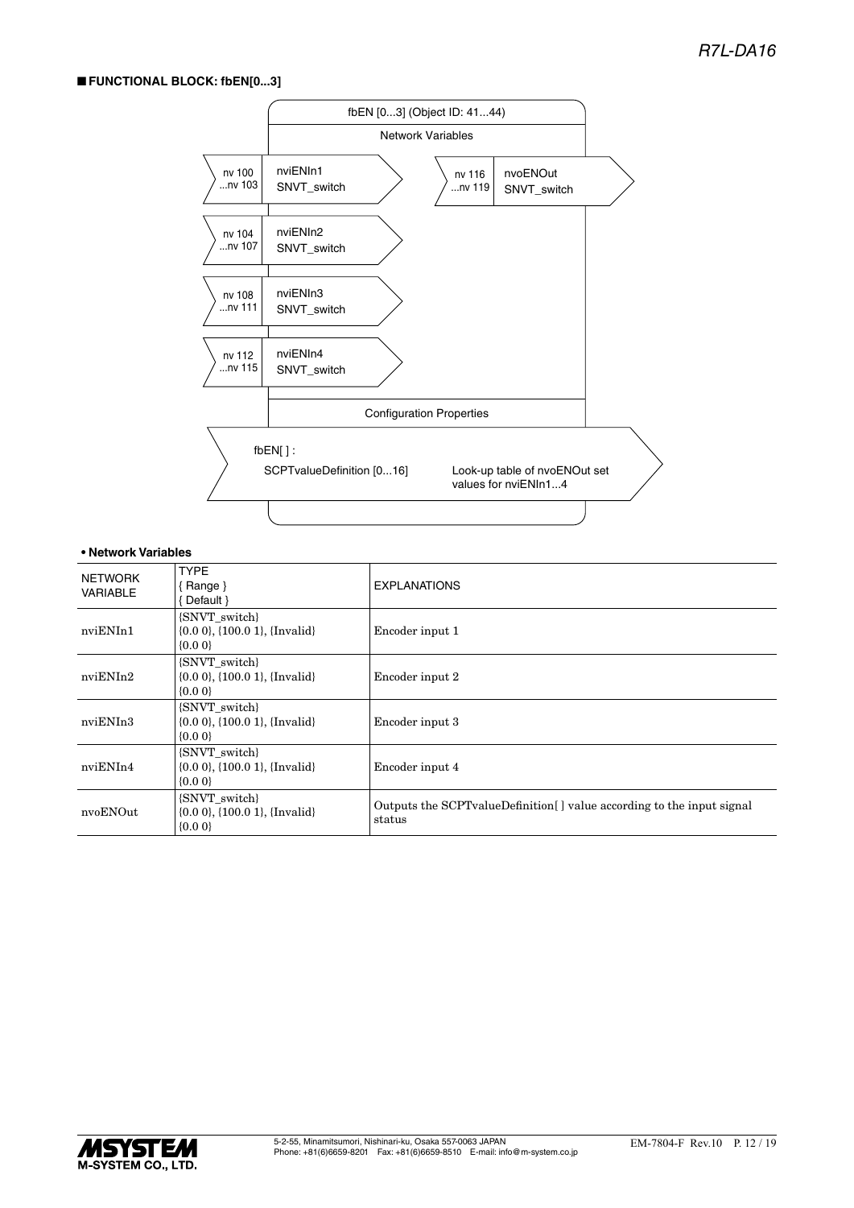## ■ FUNCTIONAL BLOCK: fbEN[0...3]

fbEN [0...3] (Object ID: 41...44)

Network Variables

| nv | Name | Type |
|---|---|---|
| nv 100 ...nv 103 | nviENIn1 | SNVT_switch |
| nv 104 ...nv 107 | nviENIn2 | SNVT_switch |
| nv 108 ...nv 111 | nviENIn3 | SNVT_switch |
| nv 112 ...nv 115 | nviENIn4 | SNVT_switch |
| nv 116 ...nv 119 | nvoENOut | SNVT_switch |

Configuration Properties

fbEN[ ] :

SCPTvalueDefinition [0...16] — Look-up table of nvoENOut set values for nviENIn1...4

### • Network Variables

| NETWORK VARIABLE | TYPE { Range } { Default } | EXPLANATIONS |
|---|---|---|
| nviENIn1 | {SNVT_switch} {0.0 0}, {100.0 1}, {Invalid} {0.0 0} | Encoder input 1 |
| nviENIn2 | {SNVT_switch} {0.0 0}, {100.0 1}, {Invalid} {0.0 0} | Encoder input 2 |
| nviENIn3 | {SNVT_switch} {0.0 0}, {100.0 1}, {Invalid} {0.0 0} | Encoder input 3 |
| nviENIn4 | {SNVT_switch} {0.0 0}, {100.0 1}, {Invalid} {0.0 0} | Encoder input 4 |
| nvoENOut | {SNVT_switch} {0.0 0}, {100.0 1}, {Invalid} {0.0 0} | Outputs the SCPTvalueDefinition[ ] value according to the input signal status |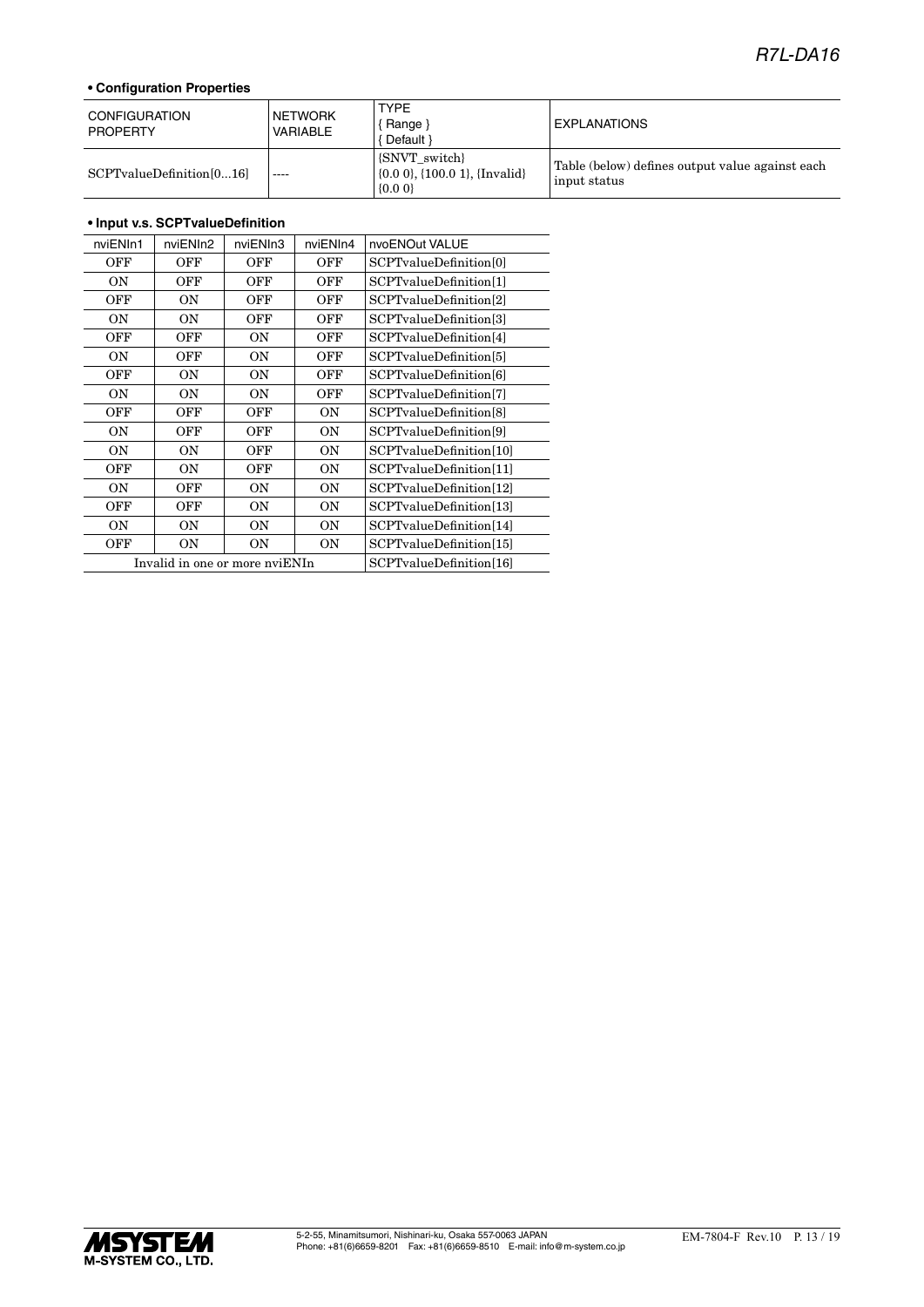**• Configuration Properties**

| CONFIGURATION PROPERTY | NETWORK VARIABLE | TYPE { Range } { Default } | EXPLANATIONS |
|---|---|---|---|
| SCPTvalueDefinition[0…16] | ---- | {SNVT_switch} {0.0 0}, {100.0 1}, {Invalid} {0.0 0} | Table (below) defines output value against each input status |

**• Input v.s. SCPTvalueDefinition**

| nviENIn1 | nviENIn2 | nviENIn3 | nviENIn4 | nvoENOut VALUE |
|---|---|---|---|---|
| OFF | OFF | OFF | OFF | SCPTvalueDefinition[0] |
| ON | OFF | OFF | OFF | SCPTvalueDefinition[1] |
| OFF | ON | OFF | OFF | SCPTvalueDefinition[2] |
| ON | ON | OFF | OFF | SCPTvalueDefinition[3] |
| OFF | OFF | ON | OFF | SCPTvalueDefinition[4] |
| ON | OFF | ON | OFF | SCPTvalueDefinition[5] |
| OFF | ON | ON | OFF | SCPTvalueDefinition[6] |
| ON | ON | ON | OFF | SCPTvalueDefinition[7] |
| OFF | OFF | OFF | ON | SCPTvalueDefinition[8] |
| ON | OFF | OFF | ON | SCPTvalueDefinition[9] |
| ON | ON | OFF | ON | SCPTvalueDefinition[10] |
| OFF | ON | OFF | ON | SCPTvalueDefinition[11] |
| ON | OFF | ON | ON | SCPTvalueDefinition[12] |
| OFF | OFF | ON | ON | SCPTvalueDefinition[13] |
| ON | ON | ON | ON | SCPTvalueDefinition[14] |
| OFF | ON | ON | ON | SCPTvalueDefinition[15] |
| Invalid in one or more nviENIn | | | | SCPTvalueDefinition[16] |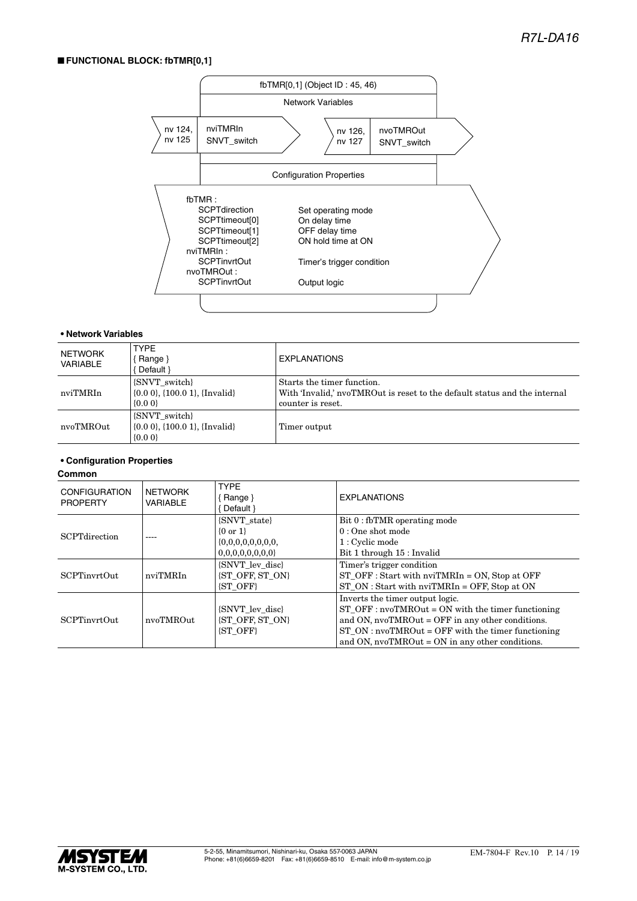## ■ FUNCTIONAL BLOCK: fbTMR[0,1]

fbTMR[0,1] (Object ID : 45, 46)

Network Variables

| | | | |
|---|---|---|---|
| nv 124, nv 125 | nviTMRIn SNVT_switch | nv 126, nv 127 | nvoTMROut SNVT_switch |

Configuration Properties

fbTMR :
- SCPTdirection — Set operating mode
- SCPTtimeout[0] — On delay time
- SCPTtimeout[1] — OFF delay time
- SCPTtimeout[2] — ON hold time at ON

nviTMRIn :
- SCPTinvrtOut — Timer's trigger condition

nvoTMROut :
- SCPTinvrtOut — Output logic

### • Network Variables

| NETWORK VARIABLE | TYPE { Range } { Default } | EXPLANATIONS |
|---|---|---|
| nviTMRIn | {SNVT_switch} {0.0 0}, {100.0 1}, {Invalid} {0.0 0} | Starts the timer function. With 'Invalid,' nvoTMROut is reset to the default status and the internal counter is reset. |
| nvoTMROut | {SNVT_switch} {0.0 0}, {100.0 1}, {Invalid} {0.0 0} | Timer output |

### • Configuration Properties

**Common**

| CONFIGURATION PROPERTY | NETWORK VARIABLE | TYPE { Range } { Default } | EXPLANATIONS |
|---|---|---|---|
| SCPTdirection | ---- | {SNVT_state} {0 or 1} {0,0,0,0,0,0,0,0, 0,0,0,0,0,0,0,0} | Bit 0 : fbTMR operating mode<br>0 : One shot mode<br>1 : Cyclic mode<br>Bit 1 through 15 : Invalid |
| SCPTinvrtOut | nviTMRIn | {SNVT_lev_disc} {ST_OFF, ST_ON} {ST_OFF} | Timer's trigger condition<br>ST_OFF : Start with nviTMRIn = ON, Stop at OFF<br>ST_ON : Start with nviTMRIn = OFF, Stop at ON |
| SCPTinvrtOut | nvoTMROut | {SNVT_lev_disc} {ST_OFF, ST_ON} {ST_OFF} | Inverts the timer output logic.<br>ST_OFF : nvoTMROut = ON with the timer functioning and ON, nvoTMROut = OFF in any other conditions.<br>ST_ON : nvoTMROut = OFF with the timer functioning and ON, nvoTMROut = ON in any other conditions. |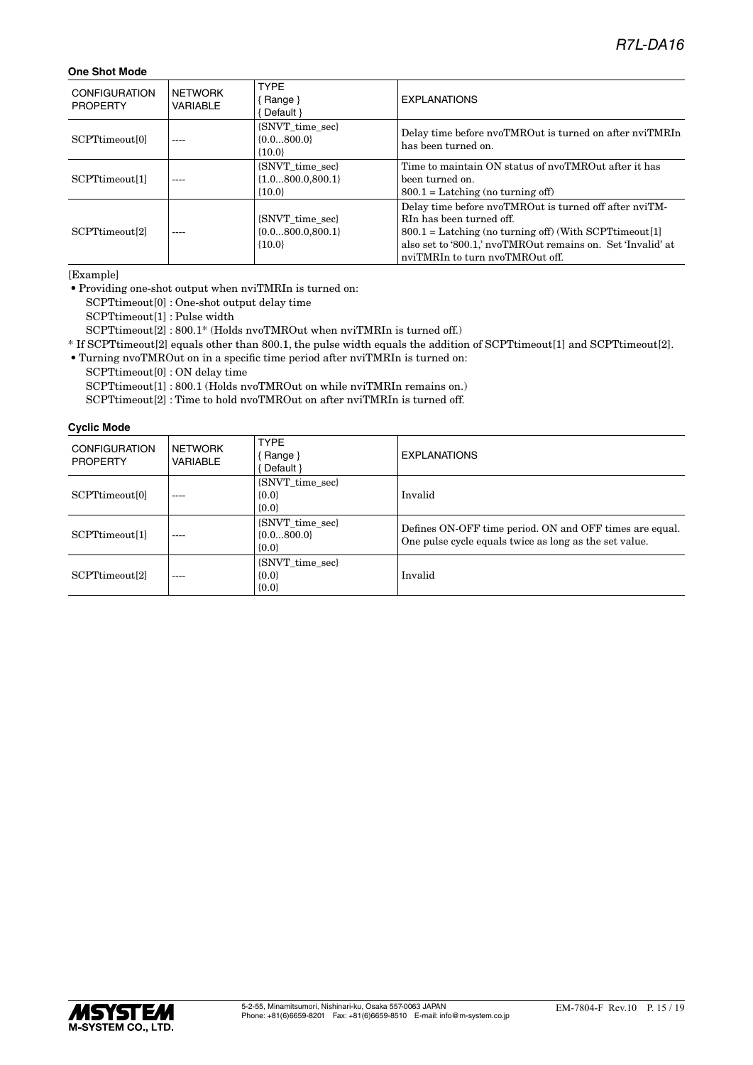### One Shot Mode

| CONFIGURATION PROPERTY | NETWORK VARIABLE | TYPE { Range } { Default } | EXPLANATIONS |
|---|---|---|---|
| SCPTtimeout[0] | ---- | {SNVT_time_sec} {0.0...800.0} {10.0} | Delay time before nvoTMROut is turned on after nviTMRIn has been turned on. |
| SCPTtimeout[1] | ---- | {SNVT_time_sec} {1.0...800.0,800.1} {10.0} | Time to maintain ON status of nvoTMROut after it has been turned on. 800.1 = Latching (no turning off) |
| SCPTtimeout[2] | ---- | {SNVT_time_sec} {0.0...800.0,800.1} {10.0} | Delay time before nvoTMROut is turned off after nviTMRIn has been turned off. 800.1 = Latching (no turning off) (With SCPTtimeout[1] also set to '800.1,' nvoTMROut remains on. Set 'Invalid' at nviTMRIn to turn nvoTMROut off. |

[Example]

- Providing one-shot output when nviTMRIn is turned on:
  SCPTtimeout[0] : One-shot output delay time
  SCPTtimeout[1] : Pulse width
  SCPTtimeout[2] : 800.1* (Holds nvoTMROut when nviTMRIn is turned off.)

* If SCPTtimeout[2] equals other than 800.1, the pulse width equals the addition of SCPTtimeout[1] and SCPTtimeout[2].

- Turning nvoTMROut on in a specific time period after nviTMRIn is turned on:
  SCPTtimeout[0] : ON delay time
  SCPTtimeout[1] : 800.1 (Holds nvoTMROut on while nviTMRIn remains on.)
  SCPTtimeout[2] : Time to hold nvoTMROut on after nviTMRIn is turned off.

### Cyclic Mode

| CONFIGURATION PROPERTY | NETWORK VARIABLE | TYPE { Range } { Default } | EXPLANATIONS |
|---|---|---|---|
| SCPTtimeout[0] | ---- | {SNVT_time_sec} {0.0} {0.0} | Invalid |
| SCPTtimeout[1] | ---- | {SNVT_time_sec} {0.0...800.0} {0.0} | Defines ON-OFF time period. ON and OFF times are equal. One pulse cycle equals twice as long as the set value. |
| SCPTtimeout[2] | ---- | {SNVT_time_sec} {0.0} {0.0} | Invalid |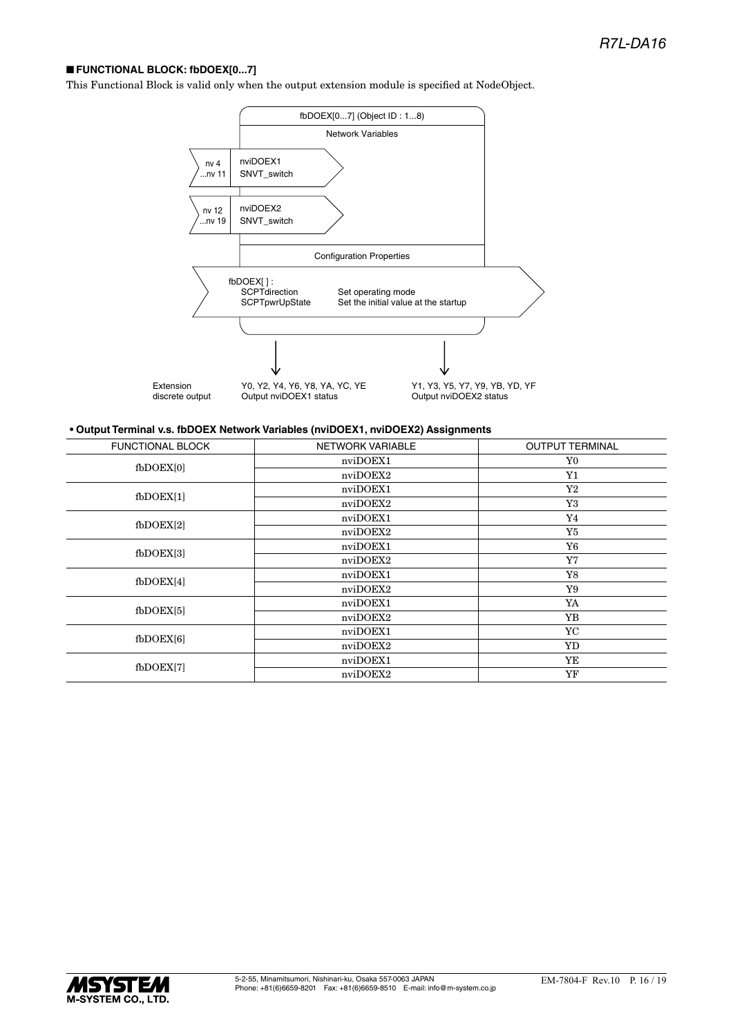## ■ FUNCTIONAL BLOCK: fbDOEX[0...7]

This Functional Block is valid only when the output extension module is specified at NodeObject.

fbDOEX[0...7] (Object ID : 1...8)

Network Variables

nv 4 ...nv 11 — nviDOEX1 SNVT_switch

nv 12 ...nv 19 — nviDOEX2 SNVT_switch

Configuration Properties

fbDOEX[ ] :
- SCPTdirection — Set operating mode
- SCPTpwrUpState — Set the initial value at the startup

Extension discrete output

- Y0, Y2, Y4, Y6, Y8, YA, YC, YE — Output nviDOEX1 status
- Y1, Y3, Y5, Y7, Y9, YB, YD, YF — Output nviDOEX2 status

**• Output Terminal v.s. fbDOEX Network Variables (nviDOEX1, nviDOEX2) Assignments**

| FUNCTIONAL BLOCK | NETWORK VARIABLE | OUTPUT TERMINAL |
|---|---|---|
| fbDOEX[0] | nviDOEX1 | Y0 |
| | nviDOEX2 | Y1 |
| fbDOEX[1] | nviDOEX1 | Y2 |
| | nviDOEX2 | Y3 |
| fbDOEX[2] | nviDOEX1 | Y4 |
| | nviDOEX2 | Y5 |
| fbDOEX[3] | nviDOEX1 | Y6 |
| | nviDOEX2 | Y7 |
| fbDOEX[4] | nviDOEX1 | Y8 |
| | nviDOEX2 | Y9 |
| fbDOEX[5] | nviDOEX1 | YA |
| | nviDOEX2 | YB |
| fbDOEX[6] | nviDOEX1 | YC |
| | nviDOEX2 | YD |
| fbDOEX[7] | nviDOEX1 | YE |
| | nviDOEX2 | YF |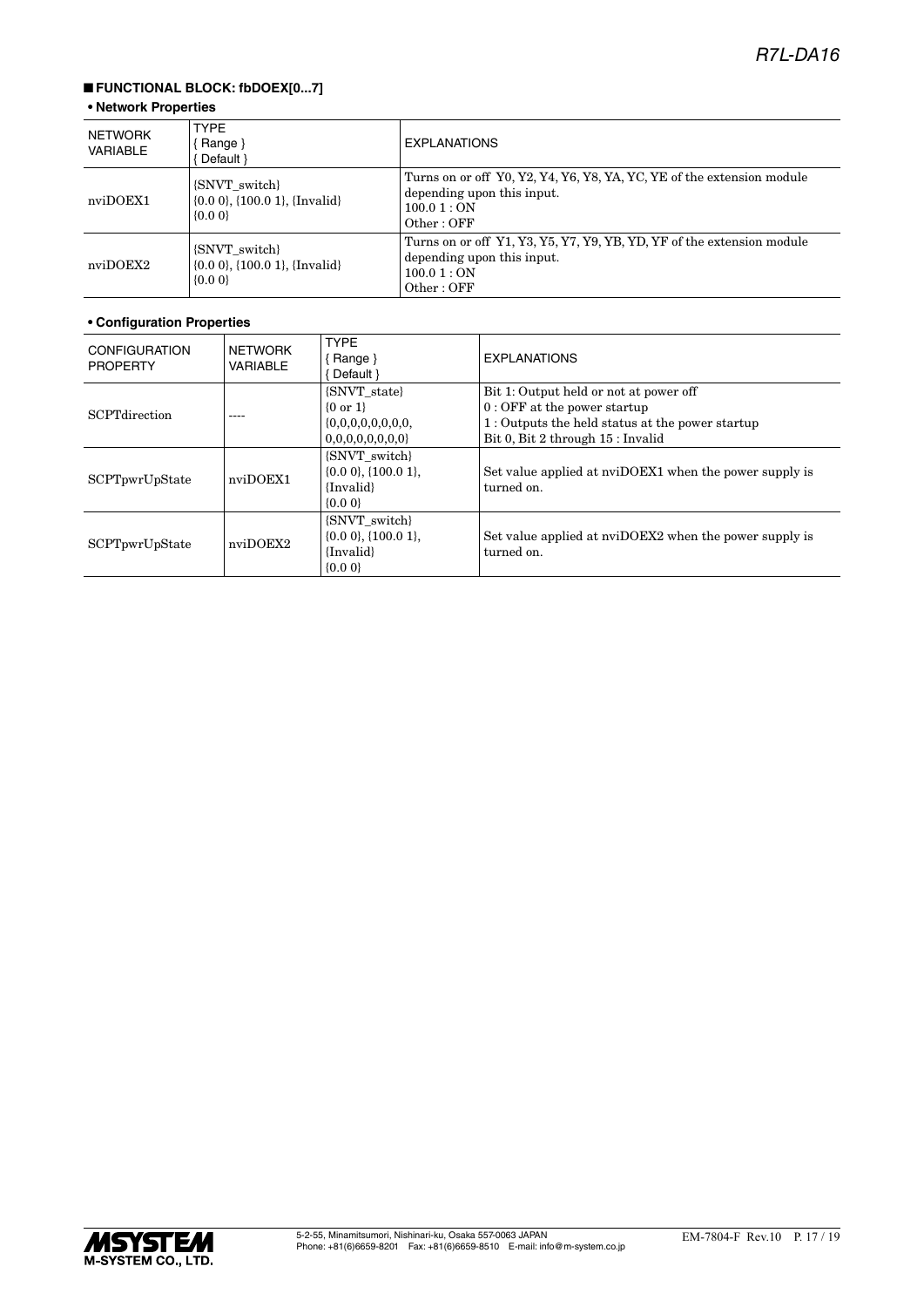## ■ FUNCTIONAL BLOCK: fbDOEX[0...7]

**• Network Properties**

| NETWORK VARIABLE | TYPE { Range } { Default } | EXPLANATIONS |
|---|---|---|
| nviDOEX1 | {SNVT_switch} {0.0 0}, {100.0 1}, {Invalid} {0.0 0} | Turns on or off Y0, Y2, Y4, Y6, Y8, YA, YC, YE of the extension module depending upon this input. 100.0 1 : ON Other : OFF |
| nviDOEX2 | {SNVT_switch} {0.0 0}, {100.0 1}, {Invalid} {0.0 0} | Turns on or off Y1, Y3, Y5, Y7, Y9, YB, YD, YF of the extension module depending upon this input. 100.0 1 : ON Other : OFF |

**• Configuration Properties**

| CONFIGURATION PROPERTY | NETWORK VARIABLE | TYPE { Range } { Default } | EXPLANATIONS |
|---|---|---|---|
| SCPTdirection | ---- | {SNVT_state} {0 or 1} {0,0,0,0,0,0,0,0, 0,0,0,0,0,0,0,0} | Bit 1: Output held or not at power off 0 : OFF at the power startup 1 : Outputs the held status at the power startup Bit 0, Bit 2 through 15 : Invalid |
| SCPTpwrUpState | nviDOEX1 | {SNVT_switch} {0.0 0}, {100.0 1}, {Invalid} {0.0 0} | Set value applied at nviDOEX1 when the power supply is turned on. |
| SCPTpwrUpState | nviDOEX2 | {SNVT_switch} {0.0 0}, {100.0 1}, {Invalid} {0.0 0} | Set value applied at nviDOEX2 when the power supply is turned on. |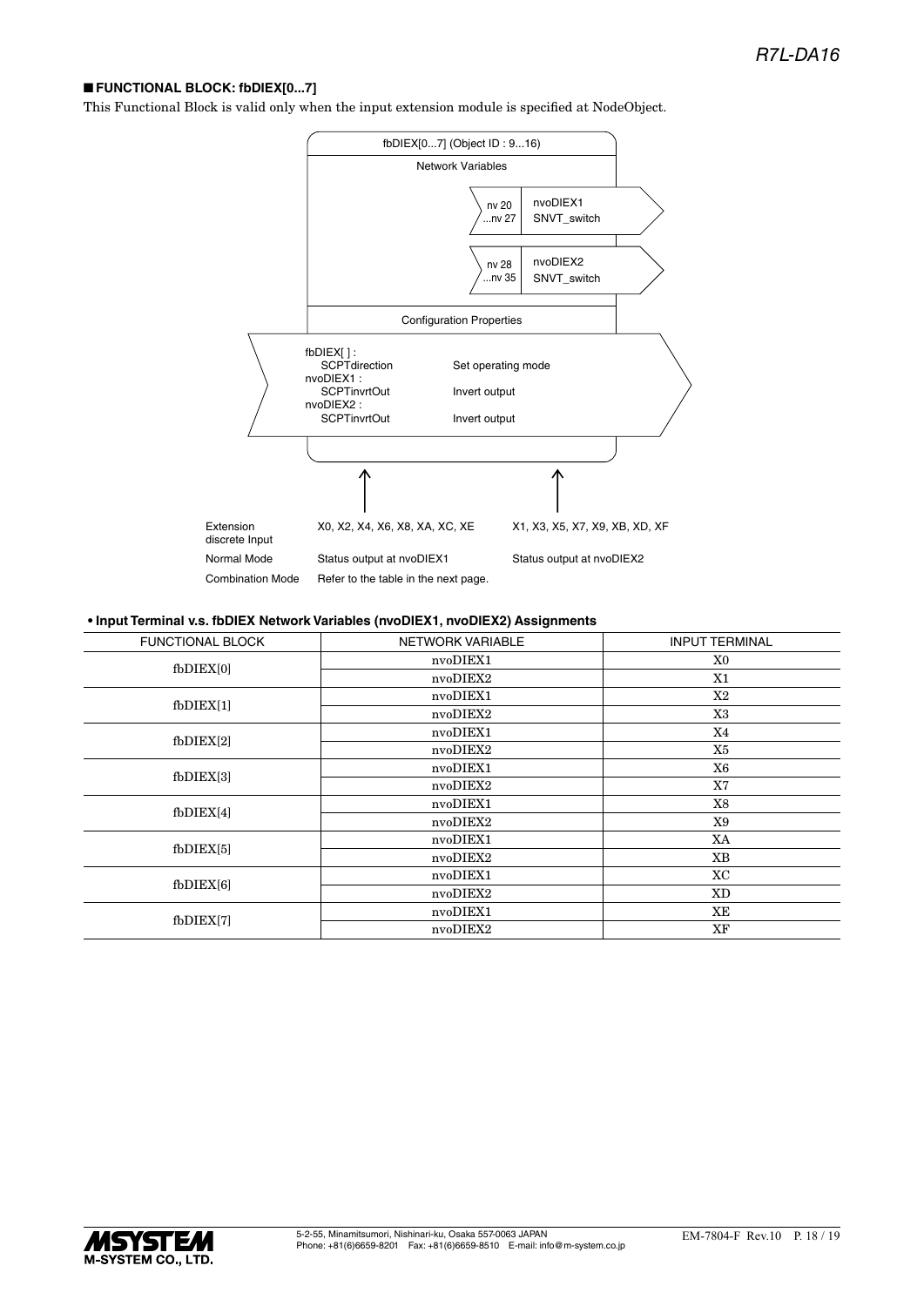## ■ FUNCTIONAL BLOCK: fbDIEX[0...7]

This Functional Block is valid only when the input extension module is specified at NodeObject.

fbDIEX[0...7] (Object ID : 9...16)

Network Variables

| | | |
|---|---|---|
| nv 20 ...nv 27 | nvoDIEX1 | SNVT_switch |
| nv 28 ...nv 35 | nvoDIEX2 | SNVT_switch |

Configuration Properties

| | |
|---|---|
| fbDIEX[ ] : SCPTdirection | Set operating mode |
| nvoDIEX1 : SCPTinvrtOut | Invert output |
| nvoDIEX2 : SCPTinvrtOut | Invert output |

| | | |
|---|---|---|
| Extension discrete Input | X0, X2, X4, X6, X8, XA, XC, XE | X1, X3, X5, X7, X9, XB, XD, XF |
| Normal Mode | Status output at nvoDIEX1 | Status output at nvoDIEX2 |
| Combination Mode | Refer to the table in the next page. | |

**• Input Terminal v.s. fbDIEX Network Variables (nvoDIEX1, nvoDIEX2) Assignments**

| FUNCTIONAL BLOCK | NETWORK VARIABLE | INPUT TERMINAL |
|---|---|---|
| fbDIEX[0] | nvoDIEX1 | X0 |
| | nvoDIEX2 | X1 |
| fbDIEX[1] | nvoDIEX1 | X2 |
| | nvoDIEX2 | X3 |
| fbDIEX[2] | nvoDIEX1 | X4 |
| | nvoDIEX2 | X5 |
| fbDIEX[3] | nvoDIEX1 | X6 |
| | nvoDIEX2 | X7 |
| fbDIEX[4] | nvoDIEX1 | X8 |
| | nvoDIEX2 | X9 |
| fbDIEX[5] | nvoDIEX1 | XA |
| | nvoDIEX2 | XB |
| fbDIEX[6] | nvoDIEX1 | XC |
| | nvoDIEX2 | XD |
| fbDIEX[7] | nvoDIEX1 | XE |
| | nvoDIEX2 | XF |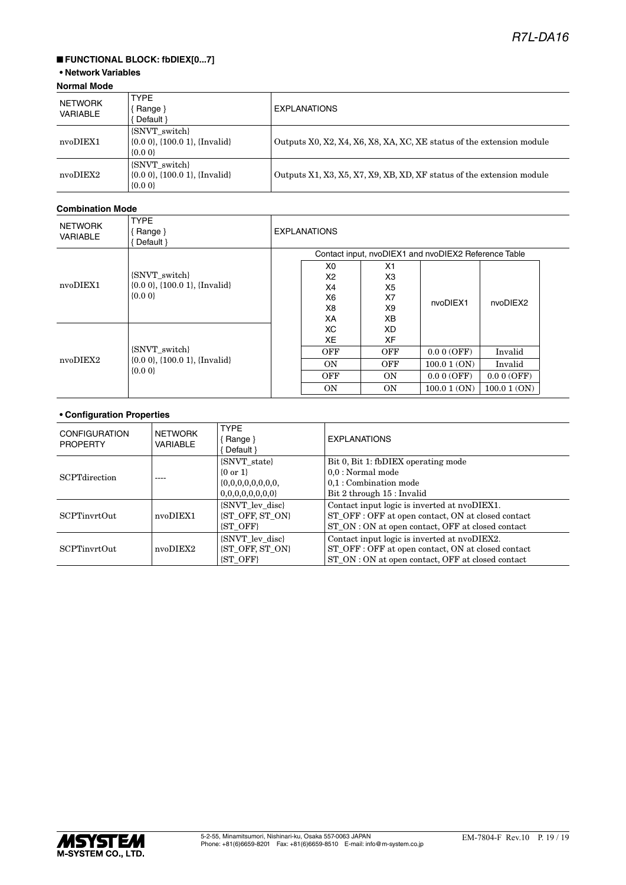## ■ FUNCTIONAL BLOCK: fbDIEX[0...7]

### • Network Variables

**Normal Mode**

| NETWORK VARIABLE | TYPE { Range } { Default } | EXPLANATIONS |
|---|---|---|
| nvoDIEX1 | {SNVT_switch} {0.0 0}, {100.0 1}, {Invalid} {0.0 0} | Outputs X0, X2, X4, X6, X8, XA, XC, XE status of the extension module |
| nvoDIEX2 | {SNVT_switch} {0.0 0}, {100.0 1}, {Invalid} {0.0 0} | Outputs X1, X3, X5, X7, X9, XB, XD, XF status of the extension module |

**Combination Mode**

| NETWORK VARIABLE | TYPE { Range } { Default } | EXPLANATIONS |
|---|---|---|
| nvoDIEX1 | {SNVT_switch} {0.0 0}, {100.0 1}, {Invalid} {0.0 0} | Contact input, nvoDIEX1 and nvoDIEX2 Reference Table (see below) |
| nvoDIEX2 | {SNVT_switch} {0.0 0}, {100.0 1}, {Invalid} {0.0 0} | |

Contact input, nvoDIEX1 and nvoDIEX2 Reference Table

| X0 X2 X4 X6 X8 XA XC XE | X1 X3 X5 X7 X9 XB XD XF | nvoDIEX1 | nvoDIEX2 |
|---|---|---|---|
| OFF | OFF | 0.0 0 (OFF) | Invalid |
| ON | OFF | 100.0 1 (ON) | Invalid |
| OFF | ON | 0.0 0 (OFF) | 0.0 0 (OFF) |
| ON | ON | 100.0 1 (ON) | 100.0 1 (ON) |

### • Configuration Properties

| CONFIGURATION PROPERTY | NETWORK VARIABLE | TYPE { Range } { Default } | EXPLANATIONS |
|---|---|---|---|
| SCPTdirection | ---- | {SNVT_state} {0 or 1} {0,0,0,0,0,0,0,0, 0,0,0,0,0,0,0,0} | Bit 0, Bit 1: fbDIEX operating mode<br>0,0 : Normal mode<br>0,1 : Combination mode<br>Bit 2 through 15 : Invalid |
| SCPTinvrtOut | nvoDIEX1 | {SNVT_lev_disc} {ST_OFF, ST_ON} {ST_OFF} | Contact input logic is inverted at nvoDIEX1.<br>ST_OFF : OFF at open contact, ON at closed contact<br>ST_ON : ON at open contact, OFF at closed contact |
| SCPTinvrtOut | nvoDIEX2 | {SNVT_lev_disc} {ST_OFF, ST_ON} {ST_OFF} | Contact input logic is inverted at nvoDIEX2.<br>ST_OFF : OFF at open contact, ON at closed contact<br>ST_ON : ON at open contact, OFF at closed contact |